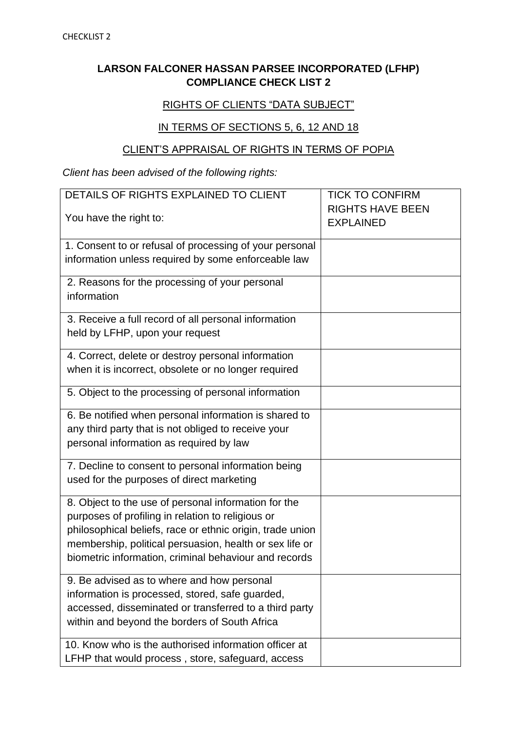CHECKLIST 2

## LARSON FALCONER HASSAN PARSEE INCORPORATED (LFHP) COMPLIANCE CHECK LIST 2

RIGHTS OF CLIENTS "DATA SUBJECT"

IN TERMS OF SECTIONS 5, 6, 12 AND 18

CLIENT'S APPRAISAL OF RIGHTS IN TERMS OF POPIA

*Client has been advised of the following rights:*

| DETAILS OF RIGHTS EXPLAINED TO CLIENT<br><br>You have the right to: | TICK TO CONFIRM RIGHTS HAVE BEEN EXPLAINED |
|---|---|
| 1. Consent to or refusal of processing of your personal information unless required by some enforceable law | |
| 2. Reasons for the processing of your personal information | |
| 3. Receive a full record of all personal information held by LFHP, upon your request | |
| 4. Correct, delete or destroy personal information when it is incorrect, obsolete or no longer required | |
| 5. Object to the processing of personal information | |
| 6. Be notified when personal information is shared to any third party that is not obliged to receive your personal information as required by law | |
| 7. Decline to consent to personal information being used for the purposes of direct marketing | |
| 8. Object to the use of personal information for the purposes of profiling in relation to religious or philosophical beliefs, race or ethnic origin, trade union membership, political persuasion, health or sex life or biometric information, criminal behaviour and records | |
| 9. Be advised as to where and how personal information is processed, stored, safe guarded, accessed, disseminated or transferred to a third party within and beyond the borders of South Africa | |
| 10. Know who is the authorised information officer at LFHP that would process , store, safeguard, access | |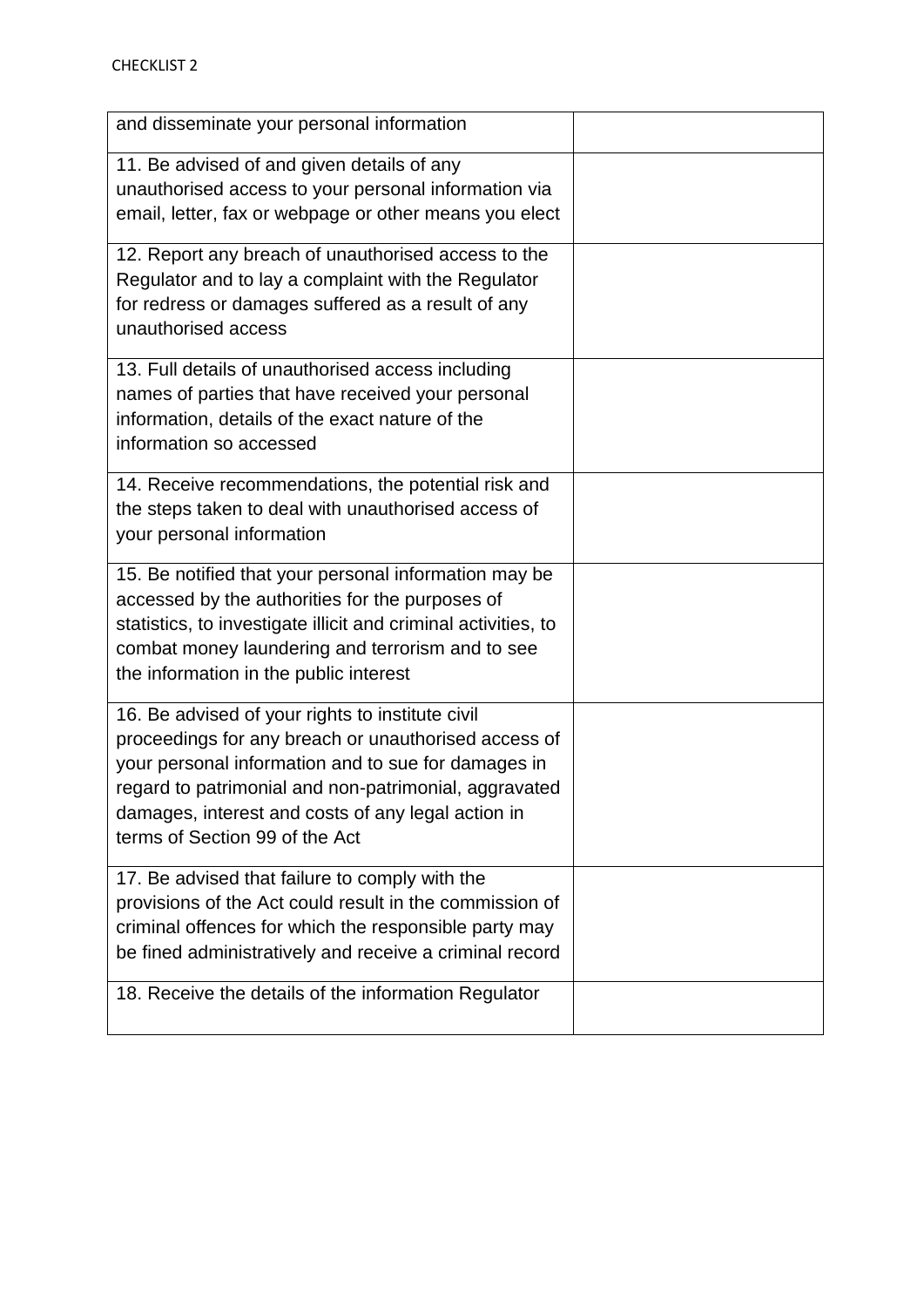| | |
|---|---|
| and disseminate your personal information | |
| 11. Be advised of and given details of any unauthorised access to your personal information via email, letter, fax or webpage or other means you elect | |
| 12. Report any breach of unauthorised access to the Regulator and to lay a complaint with the Regulator for redress or damages suffered as a result of any unauthorised access | |
| 13. Full details of unauthorised access including names of parties that have received your personal information, details of the exact nature of the information so accessed | |
| 14. Receive recommendations, the potential risk and the steps taken to deal with unauthorised access of your personal information | |
| 15. Be notified that your personal information may be accessed by the authorities for the purposes of statistics, to investigate illicit and criminal activities, to combat money laundering and terrorism and to see the information in the public interest | |
| 16. Be advised of your rights to institute civil proceedings for any breach or unauthorised access of your personal information and to sue for damages in regard to patrimonial and non-patrimonial, aggravated damages, interest and costs of any legal action in terms of Section 99 of the Act | |
| 17. Be advised that failure to comply with the provisions of the Act could result in the commission of criminal offences for which the responsible party may be fined administratively and receive a criminal record | |
| 18. Receive the details of the information Regulator | |